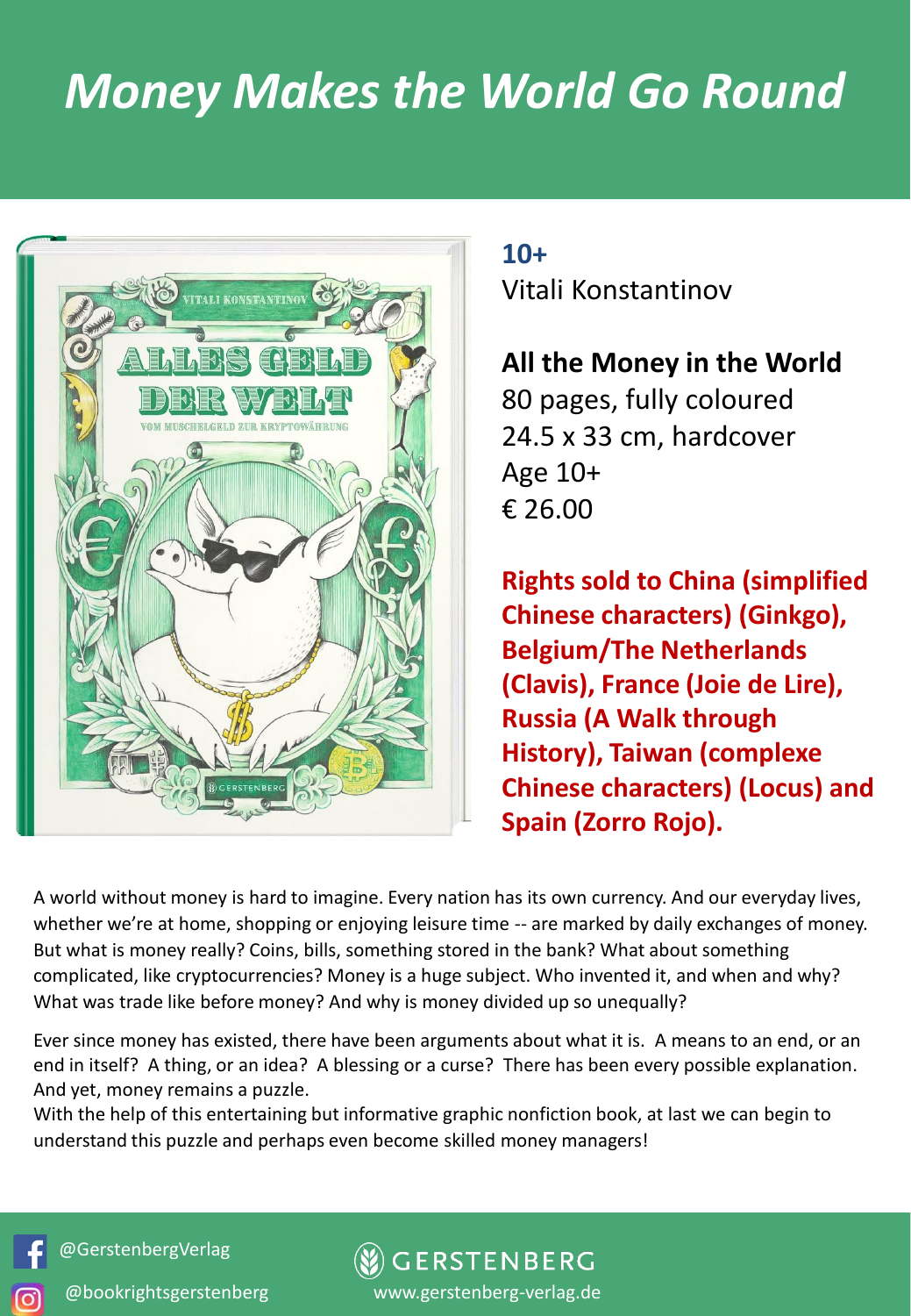# Money Makes the World Go Round

**10+**
Vitali Konstantinov

**All the Money in the World**
80 pages, fully coloured
24.5 x 33 cm, hardcover
Age 10+
€ 26.00

**Rights sold to China (simplified Chinese characters) (Ginkgo), Belgium/The Netherlands (Clavis), France (Joie de Lire), Russia (A Walk through History), Taiwan (complexe Chinese characters) (Locus) and Spain (Zorro Rojo).**

A world without money is hard to imagine. Every nation has its own currency. And our everyday lives, whether we're at home, shopping or enjoying leisure time -- are marked by daily exchanges of money. But what is money really? Coins, bills, something stored in the bank? What about something complicated, like cryptocurrencies? Money is a huge subject. Who invented it, and when and why? What was trade like before money? And why is money divided up so unequally?

Ever since money has existed, there have been arguments about what it is. A means to an end, or an end in itself? A thing, or an idea? A blessing or a curse? There has been every possible explanation. And yet, money remains a puzzle.
With the help of this entertaining but informative graphic nonfiction book, at last we can begin to understand this puzzle and perhaps even become skilled money managers!

@GerstenbergVerlag
@bookrightsgerstenberg

GERSTENBERG
www.gerstenberg-verlag.de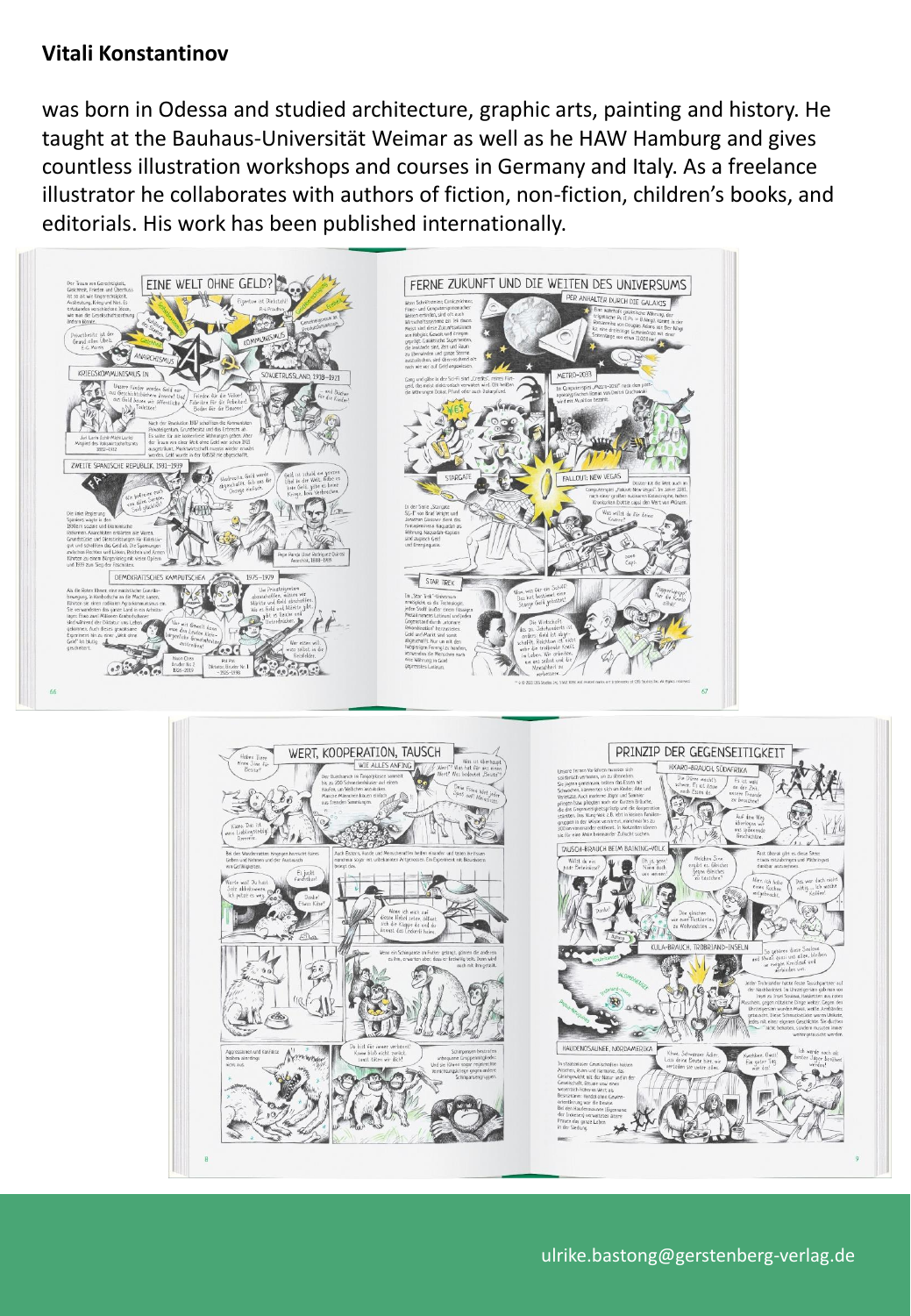**Vitali Konstantinov**

was born in Odessa and studied architecture, graphic arts, painting and history. He taught at the Bauhaus-Universität Weimar as well as he HAW Hamburg and gives countless illustration workshops and courses in Germany and Italy. As a freelance illustrator he collaborates with authors of fiction, non-fiction, children's books, and editorials. His work has been published internationally.

ulrike.bastong@gerstenberg-verlag.de